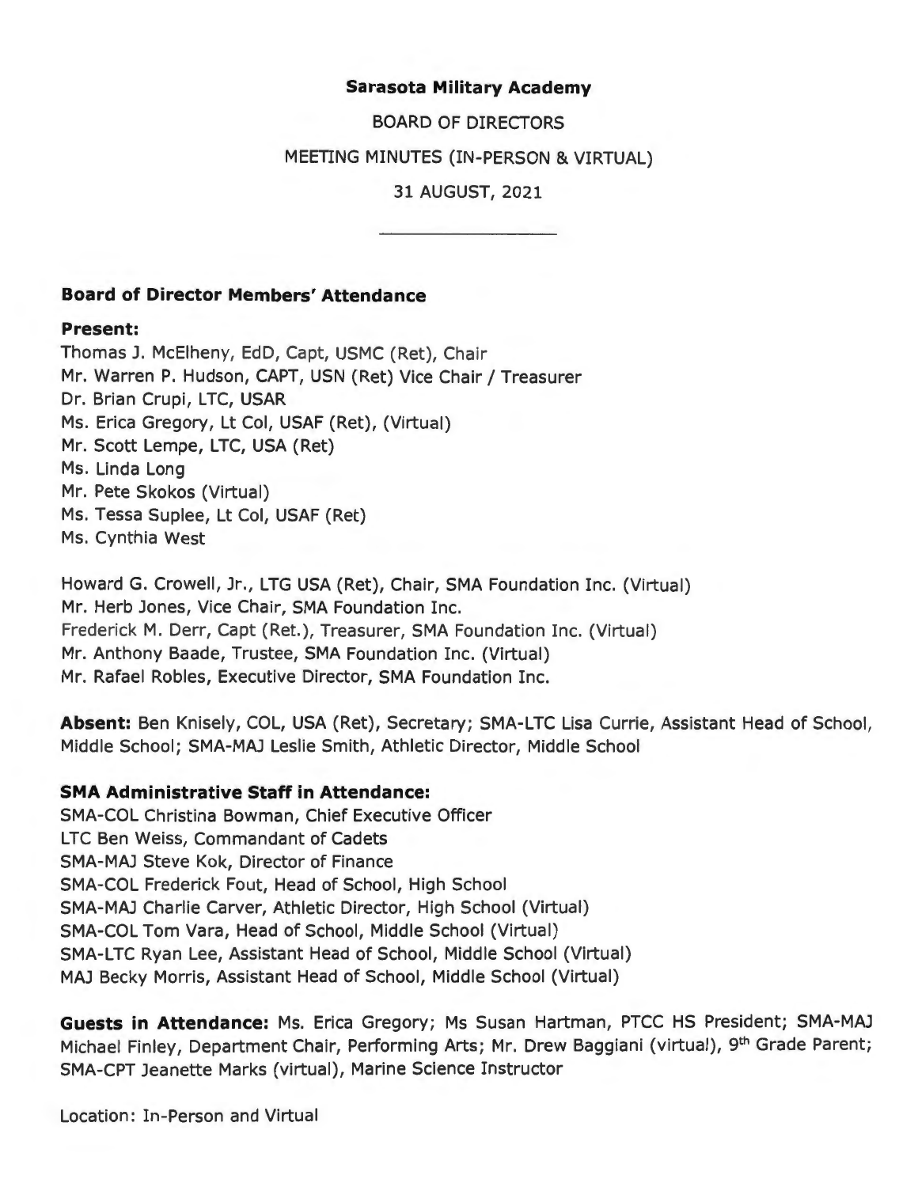**Sarasota Military Academy**

BOARD OF DIRECTORS

MEETING MINUTES (IN-PERSON & VIRTUAL)

31 AUGUST, 2021

---

**Board of Director Members' Attendance**

**Present:**

Thomas J. McElheny, EdD, Capt, USMC (Ret), Chair
Mr. Warren P. Hudson, CAPT, USN (Ret) Vice Chair / Treasurer
Dr. Brian Crupi, LTC, USAR
Ms. Erica Gregory, Lt Col, USAF (Ret), (Virtual)
Mr. Scott Lempe, LTC, USA (Ret)
Ms. Linda Long
Mr. Pete Skokos (Virtual)
Ms. Tessa Suplee, Lt Col, USAF (Ret)
Ms. Cynthia West

Howard G. Crowell, Jr., LTG USA (Ret), Chair, SMA Foundation Inc. (Virtual)
Mr. Herb Jones, Vice Chair, SMA Foundation Inc.
Frederick M. Derr, Capt (Ret.), Treasurer, SMA Foundation Inc. (Virtual)
Mr. Anthony Baade, Trustee, SMA Foundation Inc. (Virtual)
Mr. Rafael Robles, Executive Director, SMA Foundation Inc.

**Absent:** Ben Knisely, COL, USA (Ret), Secretary; SMA-LTC Lisa Currie, Assistant Head of School, Middle School; SMA-MAJ Leslie Smith, Athletic Director, Middle School

**SMA Administrative Staff in Attendance:**

SMA-COL Christina Bowman, Chief Executive Officer
LTC Ben Weiss, Commandant of Cadets
SMA-MAJ Steve Kok, Director of Finance
SMA-COL Frederick Fout, Head of School, High School
SMA-MAJ Charlie Carver, Athletic Director, High School (Virtual)
SMA-COL Tom Vara, Head of School, Middle School (Virtual)
SMA-LTC Ryan Lee, Assistant Head of School, Middle School (Virtual)
MAJ Becky Morris, Assistant Head of School, Middle School (Virtual)

**Guests in Attendance:** Ms. Erica Gregory; Ms Susan Hartman, PTCC HS President; SMA-MAJ Michael Finley, Department Chair, Performing Arts; Mr. Drew Baggiani (virtual), 9th Grade Parent; SMA-CPT Jeanette Marks (virtual), Marine Science Instructor

Location: In-Person and Virtual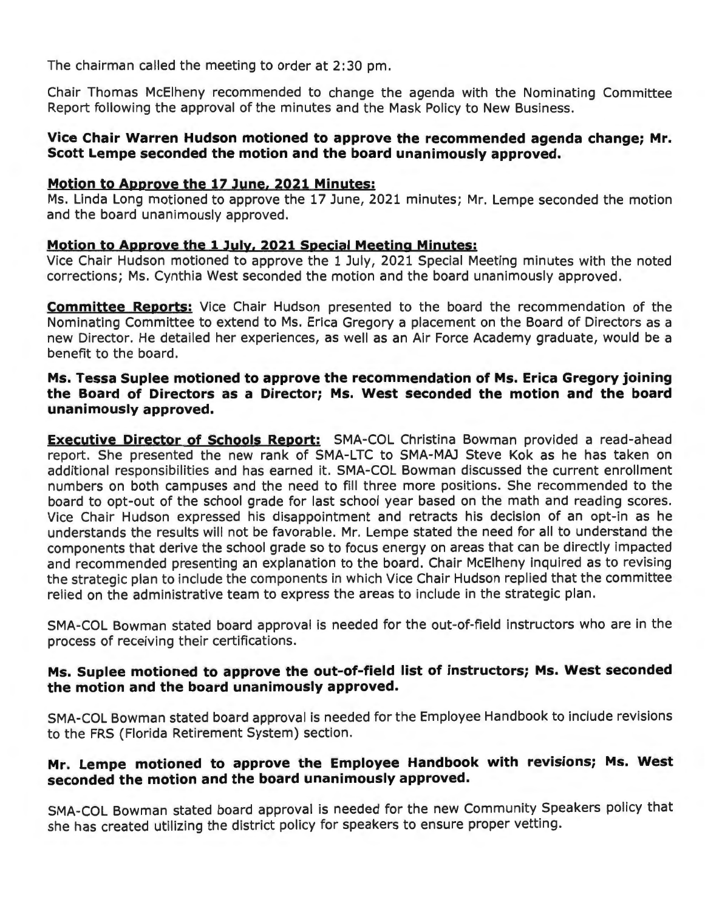The chairman called the meeting to order at 2:30 pm.

Chair Thomas McElheny recommended to change the agenda with the Nominating Committee Report following the approval of the minutes and the Mask Policy to New Business.

**Vice Chair Warren Hudson motioned to approve the recommended agenda change; Mr. Scott Lempe seconded the motion and the board unanimously approved.**

**Motion to Approve the 17 June, 2021 Minutes:**
Ms. Linda Long motioned to approve the 17 June, 2021 minutes; Mr. Lempe seconded the motion and the board unanimously approved.

**Motion to Approve the 1 July, 2021 Special Meeting Minutes:**
Vice Chair Hudson motioned to approve the 1 July, 2021 Special Meeting minutes with the noted corrections; Ms. Cynthia West seconded the motion and the board unanimously approved.

**Committee Reports:** Vice Chair Hudson presented to the board the recommendation of the Nominating Committee to extend to Ms. Erica Gregory a placement on the Board of Directors as a new Director. He detailed her experiences, as well as an Air Force Academy graduate, would be a benefit to the board.

**Ms. Tessa Suplee motioned to approve the recommendation of Ms. Erica Gregory joining the Board of Directors as a Director; Ms. West seconded the motion and the board unanimously approved.**

**Executive Director of Schools Report:** SMA-COL Christina Bowman provided a read-ahead report. She presented the new rank of SMA-LTC to SMA-MAJ Steve Kok as he has taken on additional responsibilities and has earned it. SMA-COL Bowman discussed the current enrollment numbers on both campuses and the need to fill three more positions. She recommended to the board to opt-out of the school grade for last school year based on the math and reading scores. Vice Chair Hudson expressed his disappointment and retracts his decision of an opt-in as he understands the results will not be favorable. Mr. Lempe stated the need for all to understand the components that derive the school grade so to focus energy on areas that can be directly impacted and recommended presenting an explanation to the board. Chair McElheny inquired as to revising the strategic plan to include the components in which Vice Chair Hudson replied that the committee relied on the administrative team to express the areas to include in the strategic plan.

SMA-COL Bowman stated board approval is needed for the out-of-field instructors who are in the process of receiving their certifications.

**Ms. Suplee motioned to approve the out-of-field list of instructors; Ms. West seconded the motion and the board unanimously approved.**

SMA-COL Bowman stated board approval is needed for the Employee Handbook to include revisions to the FRS (Florida Retirement System) section.

**Mr. Lempe motioned to approve the Employee Handbook with revisions; Ms. West seconded the motion and the board unanimously approved.**

SMA-COL Bowman stated board approval is needed for the new Community Speakers policy that she has created utilizing the district policy for speakers to ensure proper vetting.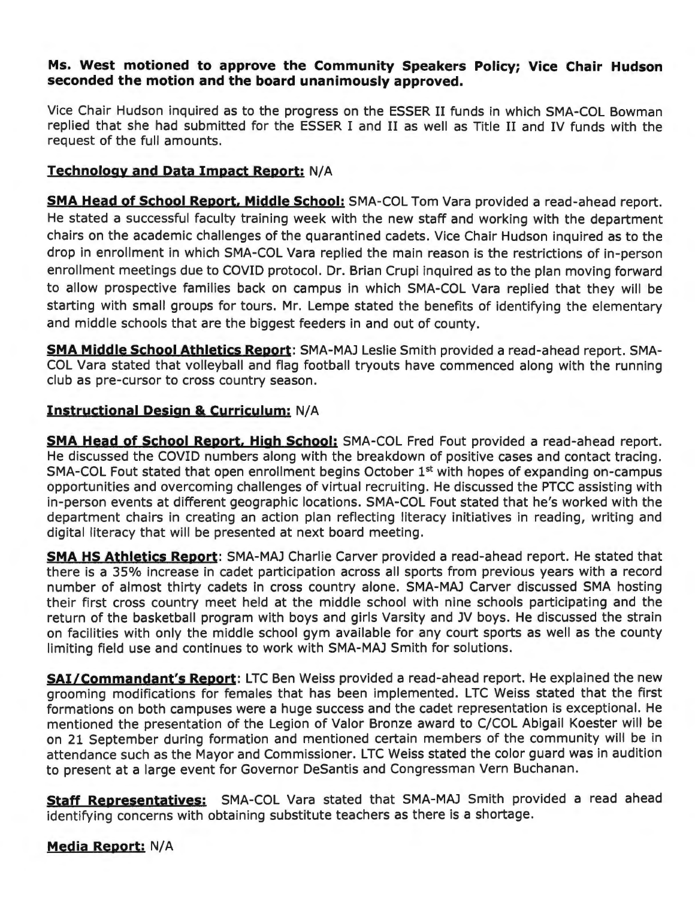**Ms. West motioned to approve the Community Speakers Policy; Vice Chair Hudson seconded the motion and the board unanimously approved.**

Vice Chair Hudson inquired as to the progress on the ESSER II funds in which SMA-COL Bowman replied that she had submitted for the ESSER I and II as well as Title II and IV funds with the request of the full amounts.

**Technology and Data Impact Report:** N/A

**SMA Head of School Report, Middle School:** SMA-COL Tom Vara provided a read-ahead report. He stated a successful faculty training week with the new staff and working with the department chairs on the academic challenges of the quarantined cadets. Vice Chair Hudson inquired as to the drop in enrollment in which SMA-COL Vara replied the main reason is the restrictions of in-person enrollment meetings due to COVID protocol. Dr. Brian Crupi inquired as to the plan moving forward to allow prospective families back on campus in which SMA-COL Vara replied that they will be starting with small groups for tours. Mr. Lempe stated the benefits of identifying the elementary and middle schools that are the biggest feeders in and out of county.

**SMA Middle School Athletics Report**: SMA-MAJ Leslie Smith provided a read-ahead report. SMA-COL Vara stated that volleyball and flag football tryouts have commenced along with the running club as pre-cursor to cross country season.

**Instructional Design & Curriculum:** N/A

**SMA Head of School Report, High School:** SMA-COL Fred Fout provided a read-ahead report. He discussed the COVID numbers along with the breakdown of positive cases and contact tracing. SMA-COL Fout stated that open enrollment begins October 1st with hopes of expanding on-campus opportunities and overcoming challenges of virtual recruiting. He discussed the PTCC assisting with in-person events at different geographic locations. SMA-COL Fout stated that he's worked with the department chairs in creating an action plan reflecting literacy initiatives in reading, writing and digital literacy that will be presented at next board meeting.

**SMA HS Athletics Report**: SMA-MAJ Charlie Carver provided a read-ahead report. He stated that there is a 35% increase in cadet participation across all sports from previous years with a record number of almost thirty cadets in cross country alone. SMA-MAJ Carver discussed SMA hosting their first cross country meet held at the middle school with nine schools participating and the return of the basketball program with boys and girls Varsity and JV boys. He discussed the strain on facilities with only the middle school gym available for any court sports as well as the county limiting field use and continues to work with SMA-MAJ Smith for solutions.

**SAI/Commandant's Report**: LTC Ben Weiss provided a read-ahead report. He explained the new grooming modifications for females that has been implemented. LTC Weiss stated that the first formations on both campuses were a huge success and the cadet representation is exceptional. He mentioned the presentation of the Legion of Valor Bronze award to C/COL Abigail Koester will be on 21 September during formation and mentioned certain members of the community will be in attendance such as the Mayor and Commissioner. LTC Weiss stated the color guard was in audition to present at a large event for Governor DeSantis and Congressman Vern Buchanan.

**Staff Representatives:** SMA-COL Vara stated that SMA-MAJ Smith provided a read ahead identifying concerns with obtaining substitute teachers as there is a shortage.

**Media Report:** N/A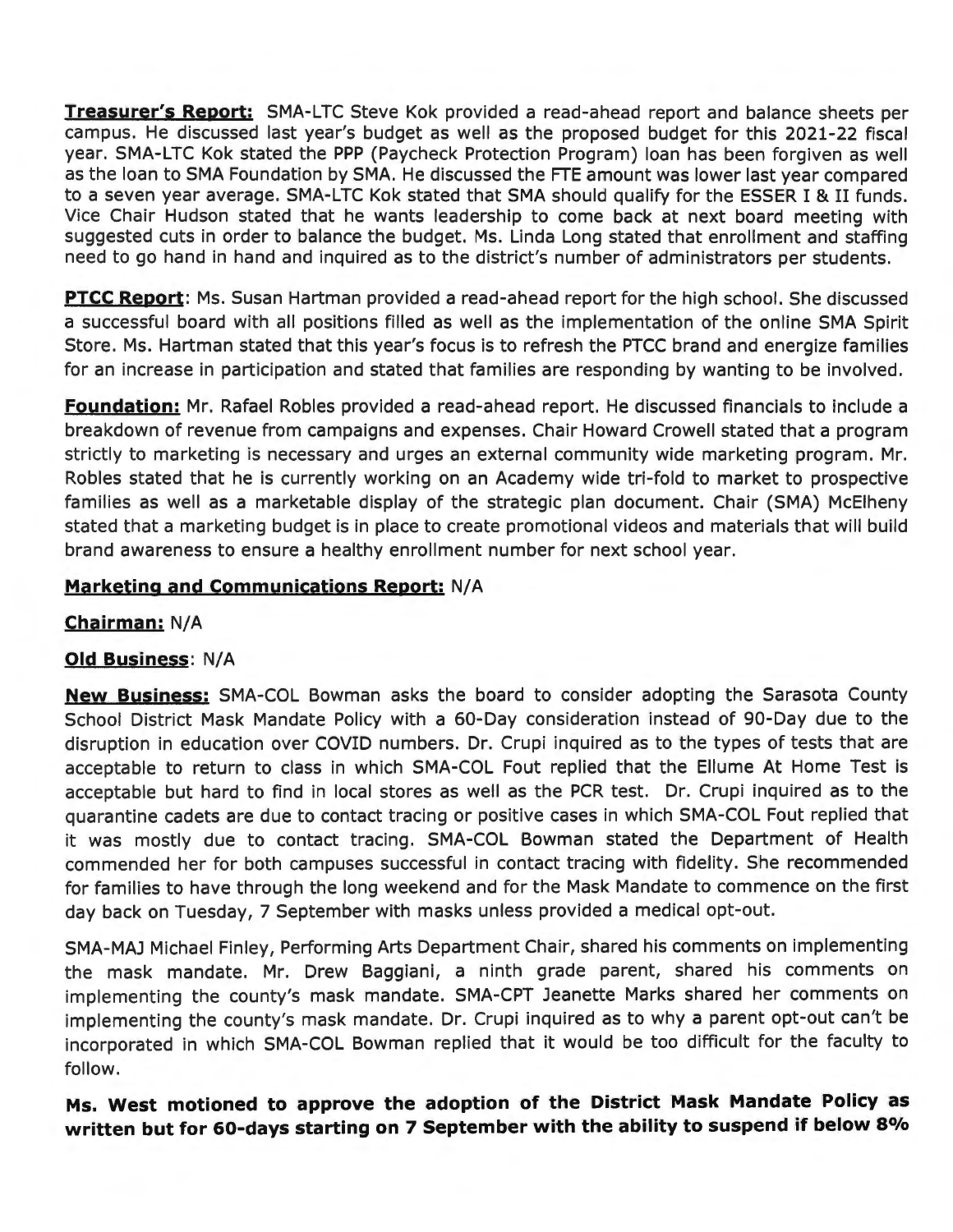**Treasurer's Report:** SMA-LTC Steve Kok provided a read-ahead report and balance sheets per campus. He discussed last year's budget as well as the proposed budget for this 2021-22 fiscal year. SMA-LTC Kok stated the PPP (Paycheck Protection Program) loan has been forgiven as well as the loan to SMA Foundation by SMA. He discussed the FTE amount was lower last year compared to a seven year average. SMA-LTC Kok stated that SMA should qualify for the ESSER I & II funds. Vice Chair Hudson stated that he wants leadership to come back at next board meeting with suggested cuts in order to balance the budget. Ms. Linda Long stated that enrollment and staffing need to go hand in hand and inquired as to the district's number of administrators per students.

**PTCC Report**: Ms. Susan Hartman provided a read-ahead report for the high school. She discussed a successful board with all positions filled as well as the implementation of the online SMA Spirit Store. Ms. Hartman stated that this year's focus is to refresh the PTCC brand and energize families for an increase in participation and stated that families are responding by wanting to be involved.

**Foundation:** Mr. Rafael Robles provided a read-ahead report. He discussed financials to include a breakdown of revenue from campaigns and expenses. Chair Howard Crowell stated that a program strictly to marketing is necessary and urges an external community wide marketing program. Mr. Robles stated that he is currently working on an Academy wide tri-fold to market to prospective families as well as a marketable display of the strategic plan document. Chair (SMA) McElheny stated that a marketing budget is in place to create promotional videos and materials that will build brand awareness to ensure a healthy enrollment number for next school year.

**Marketing and Communications Report:** N/A

**Chairman:** N/A

**Old Business**: N/A

**New Business:** SMA-COL Bowman asks the board to consider adopting the Sarasota County School District Mask Mandate Policy with a 60-Day consideration instead of 90-Day due to the disruption in education over COVID numbers. Dr. Crupi inquired as to the types of tests that are acceptable to return to class in which SMA-COL Fout replied that the Ellume At Home Test is acceptable but hard to find in local stores as well as the PCR test. Dr. Crupi inquired as to the quarantine cadets are due to contact tracing or positive cases in which SMA-COL Fout replied that it was mostly due to contact tracing. SMA-COL Bowman stated the Department of Health commended her for both campuses successful in contact tracing with fidelity. She recommended for families to have through the long weekend and for the Mask Mandate to commence on the first day back on Tuesday, 7 September with masks unless provided a medical opt-out.

SMA-MAJ Michael Finley, Performing Arts Department Chair, shared his comments on implementing the mask mandate. Mr. Drew Baggiani, a ninth grade parent, shared his comments on implementing the county's mask mandate. SMA-CPT Jeanette Marks shared her comments on implementing the county's mask mandate. Dr. Crupi inquired as to why a parent opt-out can't be incorporated in which SMA-COL Bowman replied that it would be too difficult for the faculty to follow.

**Ms. West motioned to approve the adoption of the District Mask Mandate Policy as written but for 60-days starting on 7 September with the ability to suspend if below 8%**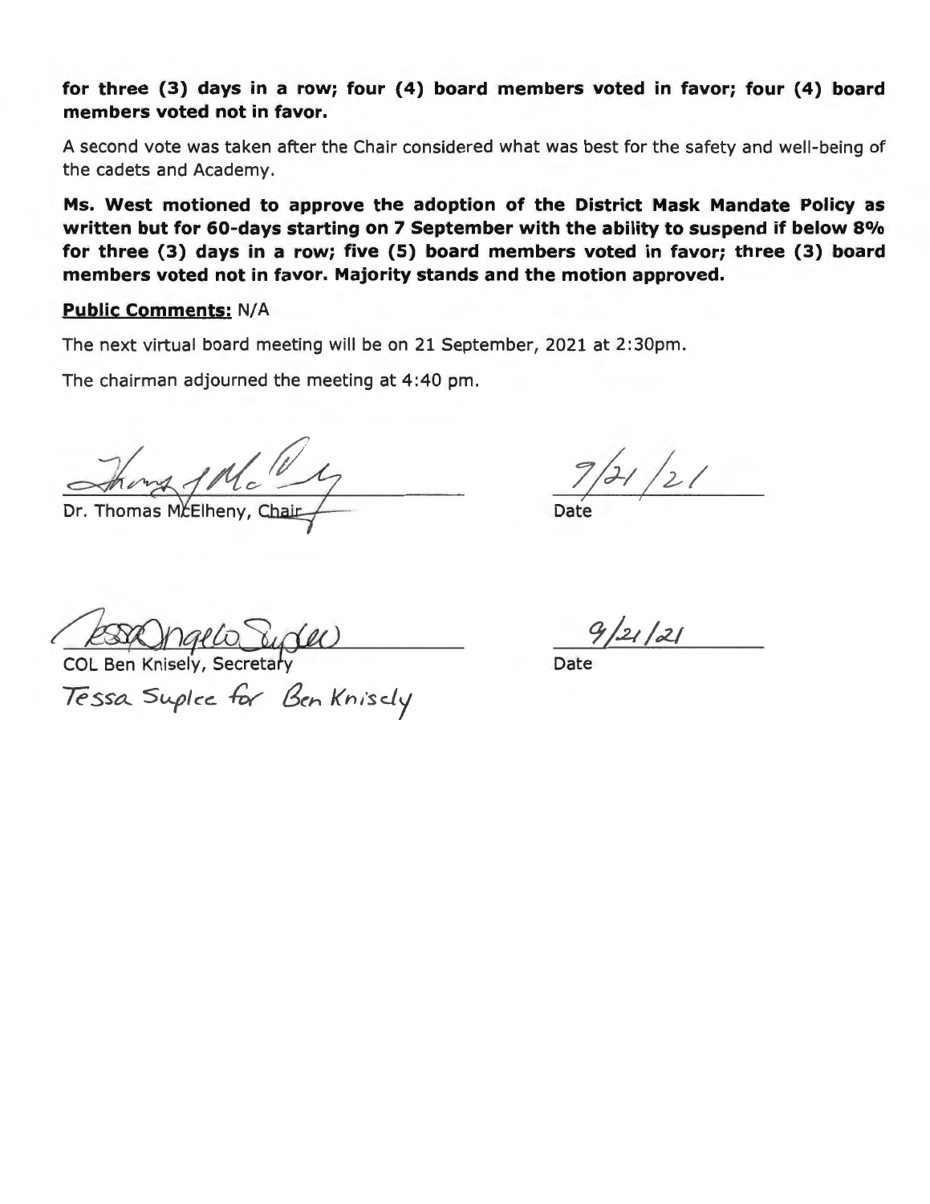**for three (3) days in a row; four (4) board members voted in favor; four (4) board members voted not in favor.**

A second vote was taken after the Chair considered what was best for the safety and well-being of the cadets and Academy.

**Ms. West motioned to approve the adoption of the District Mask Mandate Policy as written but for 60-days starting on 7 September with the ability to suspend if below 8% for three (3) days in a row; five (5) board members voted in favor; three (3) board members voted not in favor. Majority stands and the motion approved.**

**Public Comments:** N/A

The next virtual board meeting will be on 21 September, 2021 at 2:30pm.

The chairman adjourned the meeting at 4:40 pm.

Dr. Thomas McElheny, Chair

9/21/21
Date

COL Ben Knisely, Secretary

Tessa Suplee for Ben Knisely

9/21/21
Date